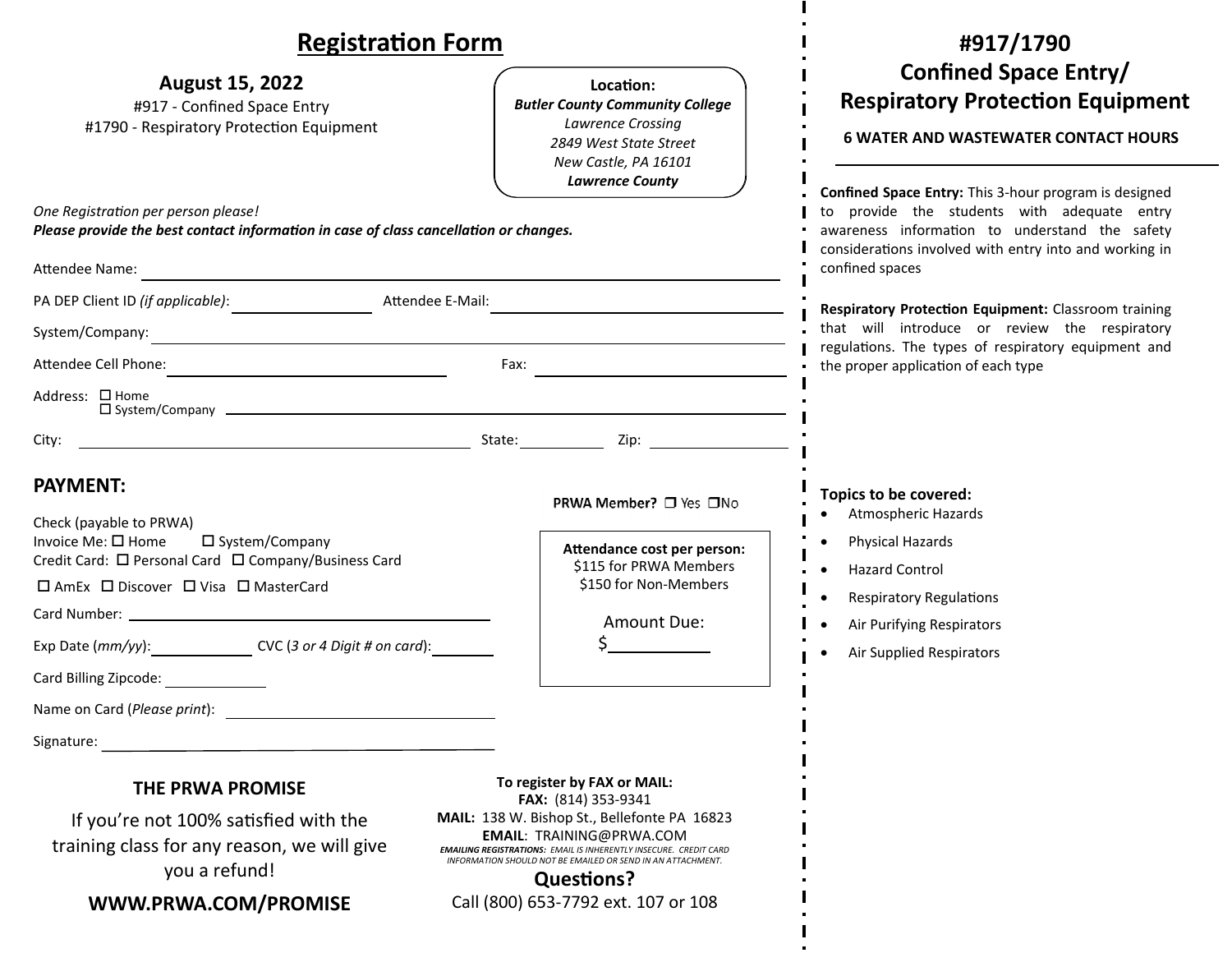# Registration Form

**August 15, 2022**

#917 - Confined Space Entry
#1790 - Respiratory Protection Equipment

**Location:**
***Butler County Community College***
*Lawrence Crossing*
*2849 West State Street*
*New Castle, PA 16101*
***Lawrence County***

*One Registration per person please!*
***Please provide the best contact information in case of class cancellation or changes.***

Attendee Name: ______________________________

PA DEP Client ID *(if applicable)*: ______________ Attendee E-Mail: ______________________

System/Company: ______________________________

Attendee Cell Phone: ______________________ Fax: ______________________

Address: ☐ Home ☐ System/Company ______________________________

City: ______________________ State: __________ Zip: __________

## PAYMENT:

**PRWA Member?** ☐ Yes ☐ No

Check (payable to PRWA)
Invoice Me: ☐ Home ☐ System/Company
Credit Card: ☐ Personal Card ☐ Company/Business Card
☐ AmEx ☐ Discover ☐ Visa ☐ MasterCard

Card Number: ______________________________

Exp Date (*mm/yy*): __________ CVC (*3 or 4 Digit # on card*): __________

Card Billing Zipcode: __________

Name on Card (*Please print*): ______________________

Signature: ______________________

**Attendance cost per person:**
$115 for PRWA Members
$150 for Non-Members

Amount Due:
$__________

### THE PRWA PROMISE

If you're not 100% satisfied with the training class for any reason, we will give you a refund!

**WWW.PRWA.COM/PROMISE**

**To register by FAX or MAIL:**
**FAX:** (814) 353-9341
**MAIL:** 138 W. Bishop St., Bellefonte PA 16823
**EMAIL**: TRAINING@PRWA.COM
***EMAILING REGISTRATIONS:*** *EMAIL IS INHERENTLY INSECURE. CREDIT CARD INFORMATION SHOULD NOT BE EMAILED OR SEND IN AN ATTACHMENT.*

**Questions?**
Call (800) 653-7792 ext. 107 or 108

# #917/1790 Confined Space Entry/ Respiratory Protection Equipment

**6 WATER AND WASTEWATER CONTACT HOURS**

**Confined Space Entry:** This 3-hour program is designed to provide the students with adequate entry awareness information to understand the safety considerations involved with entry into and working in confined spaces

**Respiratory Protection Equipment:** Classroom training that will introduce or review the respiratory regulations. The types of respiratory equipment and the proper application of each type

**Topics to be covered:**

- Atmospheric Hazards
- Physical Hazards
- Hazard Control
- Respiratory Regulations
- Air Purifying Respirators
- Air Supplied Respirators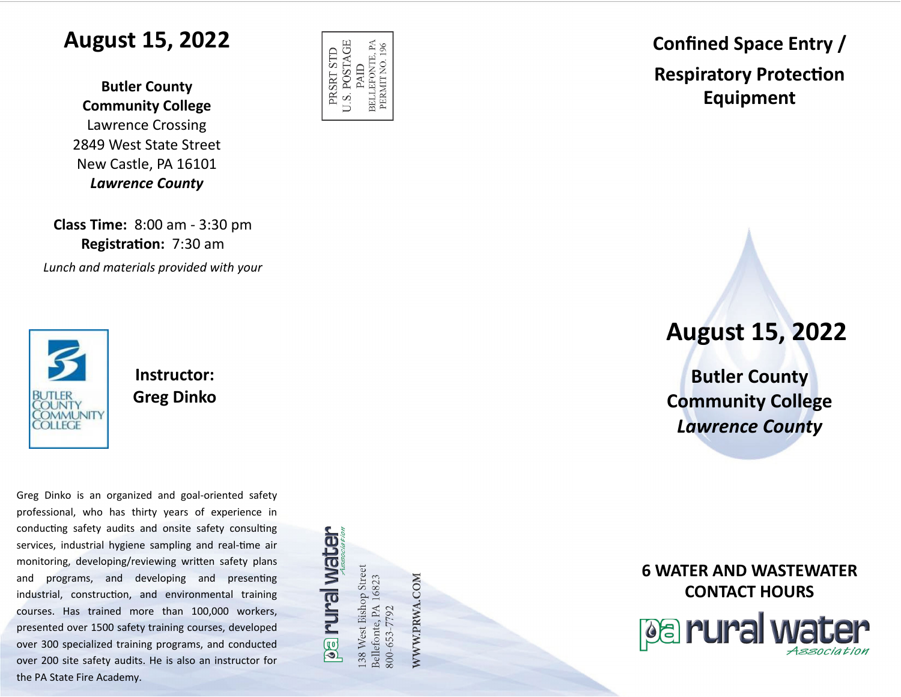## August 15, 2022

**Butler County Community College**
Lawrence Crossing
2849 West State Street
New Castle, PA 16101
***Lawrence County***

**Class Time:** 8:00 am - 3:30 pm
**Registration:** 7:30 am

*Lunch and materials provided with your*

BUTLER COUNTY COMMUNITY COLLEGE

**Instructor:**
**Greg Dinko**

Greg Dinko is an organized and goal-oriented safety professional, who has thirty years of experience in conducting safety audits and onsite safety consulting services, industrial hygiene sampling and real-time air monitoring, developing/reviewing written safety plans and programs, and developing and presenting industrial, construction, and environmental training courses. Has trained more than 100,000 workers, presented over 1500 safety training courses, developed over 300 specialized training programs, and conducted over 200 site safety audits. He is also an instructor for the PA State Fire Academy.

PRSRT STD
U.S. POSTAGE
PAID
BELLEFONTE, PA
PERMIT NO. 196

pa rural water Association
138 West Bishop Street
Bellefonte, PA 16823
800-653-7792

WWW.PRWA.COM

# Confined Space Entry / Respiratory Protection Equipment

## August 15, 2022

**Butler County Community College**
***Lawrence County***

**6 WATER AND WASTEWATER CONTACT HOURS**

pa rural water Association